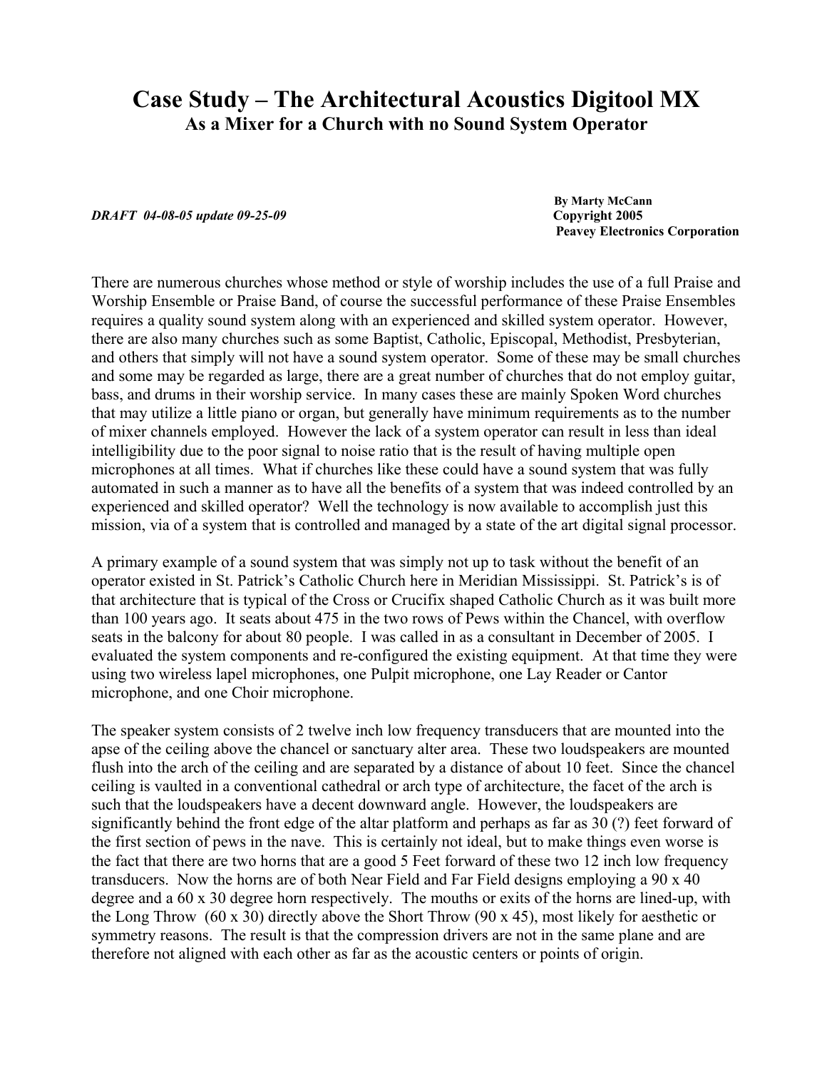# Case Study – The Architectural Acoustics Digitool MX

## As a Mixer for a Church with no Sound System Operator

*DRAFT 04-08-05 update 09-25-09*

**By Marty McCann**
**Copyright 2005**
**Peavey Electronics Corporation**

There are numerous churches whose method or style of worship includes the use of a full Praise and Worship Ensemble or Praise Band, of course the successful performance of these Praise Ensembles requires a quality sound system along with an experienced and skilled system operator. However, there are also many churches such as some Baptist, Catholic, Episcopal, Methodist, Presbyterian, and others that simply will not have a sound system operator. Some of these may be small churches and some may be regarded as large, there are a great number of churches that do not employ guitar, bass, and drums in their worship service. In many cases these are mainly Spoken Word churches that may utilize a little piano or organ, but generally have minimum requirements as to the number of mixer channels employed. However the lack of a system operator can result in less than ideal intelligibility due to the poor signal to noise ratio that is the result of having multiple open microphones at all times. What if churches like these could have a sound system that was fully automated in such a manner as to have all the benefits of a system that was indeed controlled by an experienced and skilled operator? Well the technology is now available to accomplish just this mission, via of a system that is controlled and managed by a state of the art digital signal processor.

A primary example of a sound system that was simply not up to task without the benefit of an operator existed in St. Patrick's Catholic Church here in Meridian Mississippi. St. Patrick's is of that architecture that is typical of the Cross or Crucifix shaped Catholic Church as it was built more than 100 years ago. It seats about 475 in the two rows of Pews within the Chancel, with overflow seats in the balcony for about 80 people. I was called in as a consultant in December of 2005. I evaluated the system components and re-configured the existing equipment. At that time they were using two wireless lapel microphones, one Pulpit microphone, one Lay Reader or Cantor microphone, and one Choir microphone.

The speaker system consists of 2 twelve inch low frequency transducers that are mounted into the apse of the ceiling above the chancel or sanctuary alter area. These two loudspeakers are mounted flush into the arch of the ceiling and are separated by a distance of about 10 feet. Since the chancel ceiling is vaulted in a conventional cathedral or arch type of architecture, the facet of the arch is such that the loudspeakers have a decent downward angle. However, the loudspeakers are significantly behind the front edge of the altar platform and perhaps as far as 30 (?) feet forward of the first section of pews in the nave. This is certainly not ideal, but to make things even worse is the fact that there are two horns that are a good 5 Feet forward of these two 12 inch low frequency transducers. Now the horns are of both Near Field and Far Field designs employing a 90 x 40 degree and a 60 x 30 degree horn respectively. The mouths or exits of the horns are lined-up, with the Long Throw (60 x 30) directly above the Short Throw (90 x 45), most likely for aesthetic or symmetry reasons. The result is that the compression drivers are not in the same plane and are therefore not aligned with each other as far as the acoustic centers or points of origin.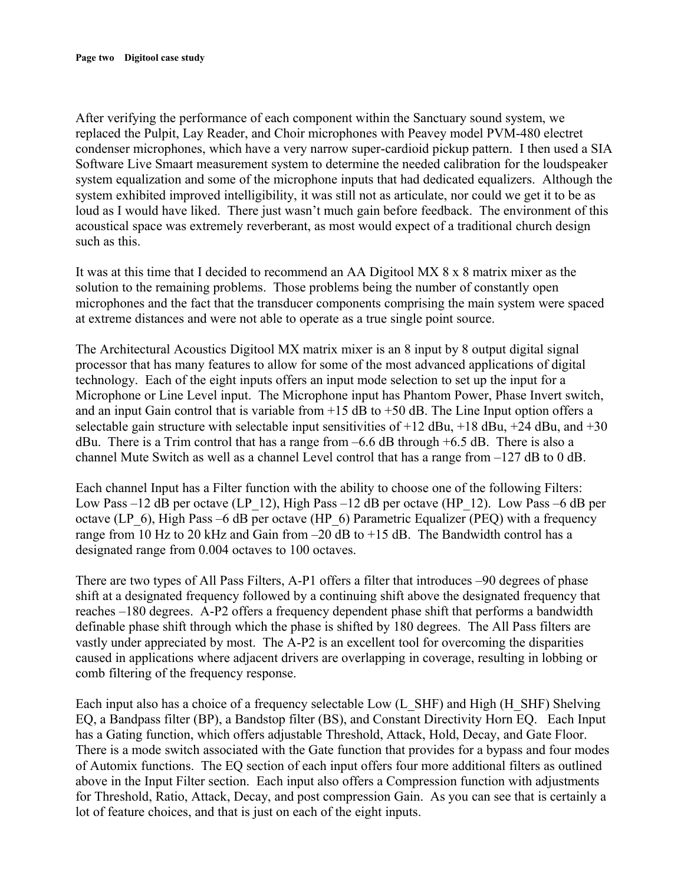After verifying the performance of each component within the Sanctuary sound system, we replaced the Pulpit, Lay Reader, and Choir microphones with Peavey model PVM-480 electret condenser microphones, which have a very narrow super-cardioid pickup pattern. I then used a SIA Software Live Smaart measurement system to determine the needed calibration for the loudspeaker system equalization and some of the microphone inputs that had dedicated equalizers. Although the system exhibited improved intelligibility, it was still not as articulate, nor could we get it to be as loud as I would have liked. There just wasn't much gain before feedback. The environment of this acoustical space was extremely reverberant, as most would expect of a traditional church design such as this.

It was at this time that I decided to recommend an AA Digitool MX 8 x 8 matrix mixer as the solution to the remaining problems. Those problems being the number of constantly open microphones and the fact that the transducer components comprising the main system were spaced at extreme distances and were not able to operate as a true single point source.

The Architectural Acoustics Digitool MX matrix mixer is an 8 input by 8 output digital signal processor that has many features to allow for some of the most advanced applications of digital technology. Each of the eight inputs offers an input mode selection to set up the input for a Microphone or Line Level input. The Microphone input has Phantom Power, Phase Invert switch, and an input Gain control that is variable from +15 dB to +50 dB. The Line Input option offers a selectable gain structure with selectable input sensitivities of +12 dBu, +18 dBu, +24 dBu, and +30 dBu. There is a Trim control that has a range from –6.6 dB through +6.5 dB. There is also a channel Mute Switch as well as a channel Level control that has a range from –127 dB to 0 dB.

Each channel Input has a Filter function with the ability to choose one of the following Filters: Low Pass –12 dB per octave (LP_12), High Pass –12 dB per octave (HP_12). Low Pass –6 dB per octave (LP_6), High Pass –6 dB per octave (HP_6) Parametric Equalizer (PEQ) with a frequency range from 10 Hz to 20 kHz and Gain from –20 dB to +15 dB. The Bandwidth control has a designated range from 0.004 octaves to 100 octaves.

There are two types of All Pass Filters, A-P1 offers a filter that introduces –90 degrees of phase shift at a designated frequency followed by a continuing shift above the designated frequency that reaches –180 degrees. A-P2 offers a frequency dependent phase shift that performs a bandwidth definable phase shift through which the phase is shifted by 180 degrees. The All Pass filters are vastly under appreciated by most. The A-P2 is an excellent tool for overcoming the disparities caused in applications where adjacent drivers are overlapping in coverage, resulting in lobbing or comb filtering of the frequency response.

Each input also has a choice of a frequency selectable Low (L_SHF) and High (H_SHF) Shelving EQ, a Bandpass filter (BP), a Bandstop filter (BS), and Constant Directivity Horn EQ. Each Input has a Gating function, which offers adjustable Threshold, Attack, Hold, Decay, and Gate Floor. There is a mode switch associated with the Gate function that provides for a bypass and four modes of Automix functions. The EQ section of each input offers four more additional filters as outlined above in the Input Filter section. Each input also offers a Compression function with adjustments for Threshold, Ratio, Attack, Decay, and post compression Gain. As you can see that is certainly a lot of feature choices, and that is just on each of the eight inputs.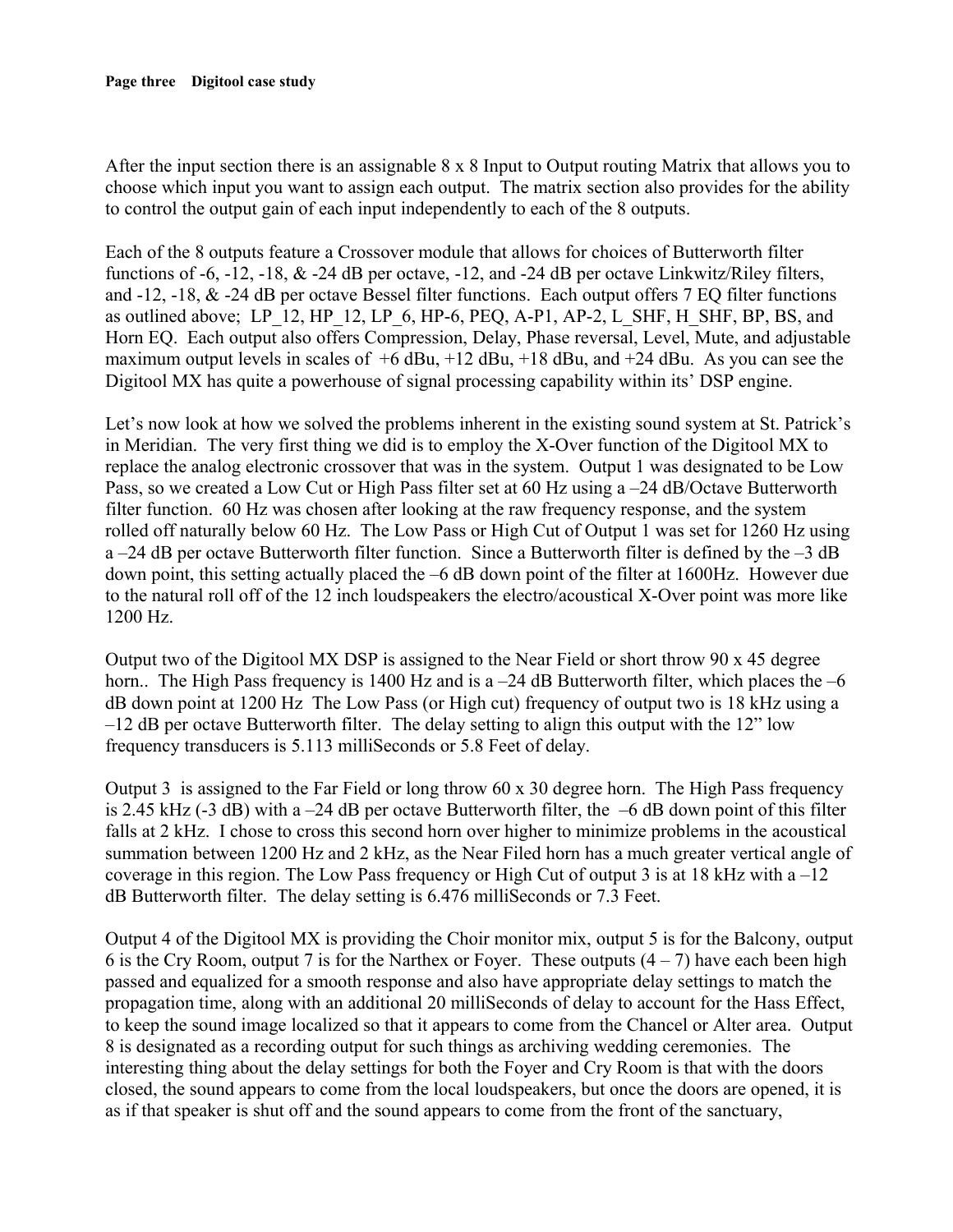After the input section there is an assignable 8 x 8 Input to Output routing Matrix that allows you to choose which input you want to assign each output. The matrix section also provides for the ability to control the output gain of each input independently to each of the 8 outputs.

Each of the 8 outputs feature a Crossover module that allows for choices of Butterworth filter functions of -6, -12, -18, & -24 dB per octave, -12, and -24 dB per octave Linkwitz/Riley filters, and -12, -18, & -24 dB per octave Bessel filter functions. Each output offers 7 EQ filter functions as outlined above; LP_12, HP_12, LP_6, HP-6, PEQ, A-P1, AP-2, L_SHF, H_SHF, BP, BS, and Horn EQ. Each output also offers Compression, Delay, Phase reversal, Level, Mute, and adjustable maximum output levels in scales of +6 dBu, +12 dBu, +18 dBu, and +24 dBu. As you can see the Digitool MX has quite a powerhouse of signal processing capability within its' DSP engine.

Let's now look at how we solved the problems inherent in the existing sound system at St. Patrick's in Meridian. The very first thing we did is to employ the X-Over function of the Digitool MX to replace the analog electronic crossover that was in the system. Output 1 was designated to be Low Pass, so we created a Low Cut or High Pass filter set at 60 Hz using a –24 dB/Octave Butterworth filter function. 60 Hz was chosen after looking at the raw frequency response, and the system rolled off naturally below 60 Hz. The Low Pass or High Cut of Output 1 was set for 1260 Hz using a –24 dB per octave Butterworth filter function. Since a Butterworth filter is defined by the –3 dB down point, this setting actually placed the –6 dB down point of the filter at 1600Hz. However due to the natural roll off of the 12 inch loudspeakers the electro/acoustical X-Over point was more like 1200 Hz.

Output two of the Digitool MX DSP is assigned to the Near Field or short throw 90 x 45 degree horn.. The High Pass frequency is 1400 Hz and is a –24 dB Butterworth filter, which places the –6 dB down point at 1200 Hz The Low Pass (or High cut) frequency of output two is 18 kHz using a –12 dB per octave Butterworth filter. The delay setting to align this output with the 12" low frequency transducers is 5.113 milliSeconds or 5.8 Feet of delay.

Output 3 is assigned to the Far Field or long throw 60 x 30 degree horn. The High Pass frequency is 2.45 kHz (-3 dB) with a –24 dB per octave Butterworth filter, the –6 dB down point of this filter falls at 2 kHz. I chose to cross this second horn over higher to minimize problems in the acoustical summation between 1200 Hz and 2 kHz, as the Near Filed horn has a much greater vertical angle of coverage in this region. The Low Pass frequency or High Cut of output 3 is at 18 kHz with a –12 dB Butterworth filter. The delay setting is 6.476 milliSeconds or 7.3 Feet.

Output 4 of the Digitool MX is providing the Choir monitor mix, output 5 is for the Balcony, output 6 is the Cry Room, output 7 is for the Narthex or Foyer. These outputs (4 – 7) have each been high passed and equalized for a smooth response and also have appropriate delay settings to match the propagation time, along with an additional 20 milliSeconds of delay to account for the Hass Effect, to keep the sound image localized so that it appears to come from the Chancel or Alter area. Output 8 is designated as a recording output for such things as archiving wedding ceremonies. The interesting thing about the delay settings for both the Foyer and Cry Room is that with the doors closed, the sound appears to come from the local loudspeakers, but once the doors are opened, it is as if that speaker is shut off and the sound appears to come from the front of the sanctuary,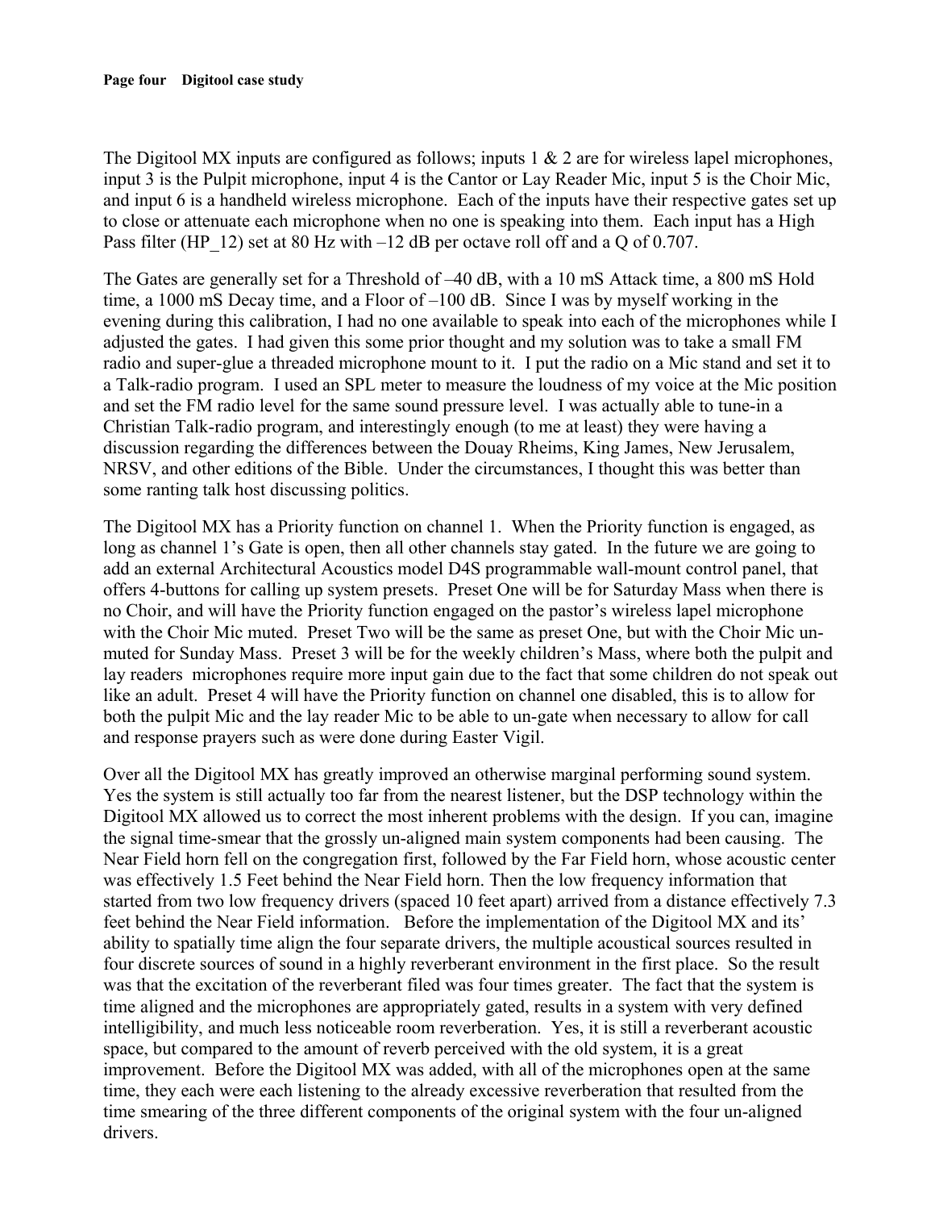The Digitool MX inputs are configured as follows; inputs 1 & 2 are for wireless lapel microphones, input 3 is the Pulpit microphone, input 4 is the Cantor or Lay Reader Mic, input 5 is the Choir Mic, and input 6 is a handheld wireless microphone. Each of the inputs have their respective gates set up to close or attenuate each microphone when no one is speaking into them. Each input has a High Pass filter (HP_12) set at 80 Hz with –12 dB per octave roll off and a Q of 0.707.

The Gates are generally set for a Threshold of –40 dB, with a 10 mS Attack time, a 800 mS Hold time, a 1000 mS Decay time, and a Floor of –100 dB. Since I was by myself working in the evening during this calibration, I had no one available to speak into each of the microphones while I adjusted the gates. I had given this some prior thought and my solution was to take a small FM radio and super-glue a threaded microphone mount to it. I put the radio on a Mic stand and set it to a Talk-radio program. I used an SPL meter to measure the loudness of my voice at the Mic position and set the FM radio level for the same sound pressure level. I was actually able to tune-in a Christian Talk-radio program, and interestingly enough (to me at least) they were having a discussion regarding the differences between the Douay Rheims, King James, New Jerusalem, NRSV, and other editions of the Bible. Under the circumstances, I thought this was better than some ranting talk host discussing politics.

The Digitool MX has a Priority function on channel 1. When the Priority function is engaged, as long as channel 1's Gate is open, then all other channels stay gated. In the future we are going to add an external Architectural Acoustics model D4S programmable wall-mount control panel, that offers 4-buttons for calling up system presets. Preset One will be for Saturday Mass when there is no Choir, and will have the Priority function engaged on the pastor's wireless lapel microphone with the Choir Mic muted. Preset Two will be the same as preset One, but with the Choir Mic un-muted for Sunday Mass. Preset 3 will be for the weekly children's Mass, where both the pulpit and lay readers microphones require more input gain due to the fact that some children do not speak out like an adult. Preset 4 will have the Priority function on channel one disabled, this is to allow for both the pulpit Mic and the lay reader Mic to be able to un-gate when necessary to allow for call and response prayers such as were done during Easter Vigil.

Over all the Digitool MX has greatly improved an otherwise marginal performing sound system. Yes the system is still actually too far from the nearest listener, but the DSP technology within the Digitool MX allowed us to correct the most inherent problems with the design. If you can, imagine the signal time-smear that the grossly un-aligned main system components had been causing. The Near Field horn fell on the congregation first, followed by the Far Field horn, whose acoustic center was effectively 1.5 Feet behind the Near Field horn. Then the low frequency information that started from two low frequency drivers (spaced 10 feet apart) arrived from a distance effectively 7.3 feet behind the Near Field information. Before the implementation of the Digitool MX and its' ability to spatially time align the four separate drivers, the multiple acoustical sources resulted in four discrete sources of sound in a highly reverberant environment in the first place. So the result was that the excitation of the reverberant filed was four times greater. The fact that the system is time aligned and the microphones are appropriately gated, results in a system with very defined intelligibility, and much less noticeable room reverberation. Yes, it is still a reverberant acoustic space, but compared to the amount of reverb perceived with the old system, it is a great improvement. Before the Digitool MX was added, with all of the microphones open at the same time, they each were each listening to the already excessive reverberation that resulted from the time smearing of the three different components of the original system with the four un-aligned drivers.